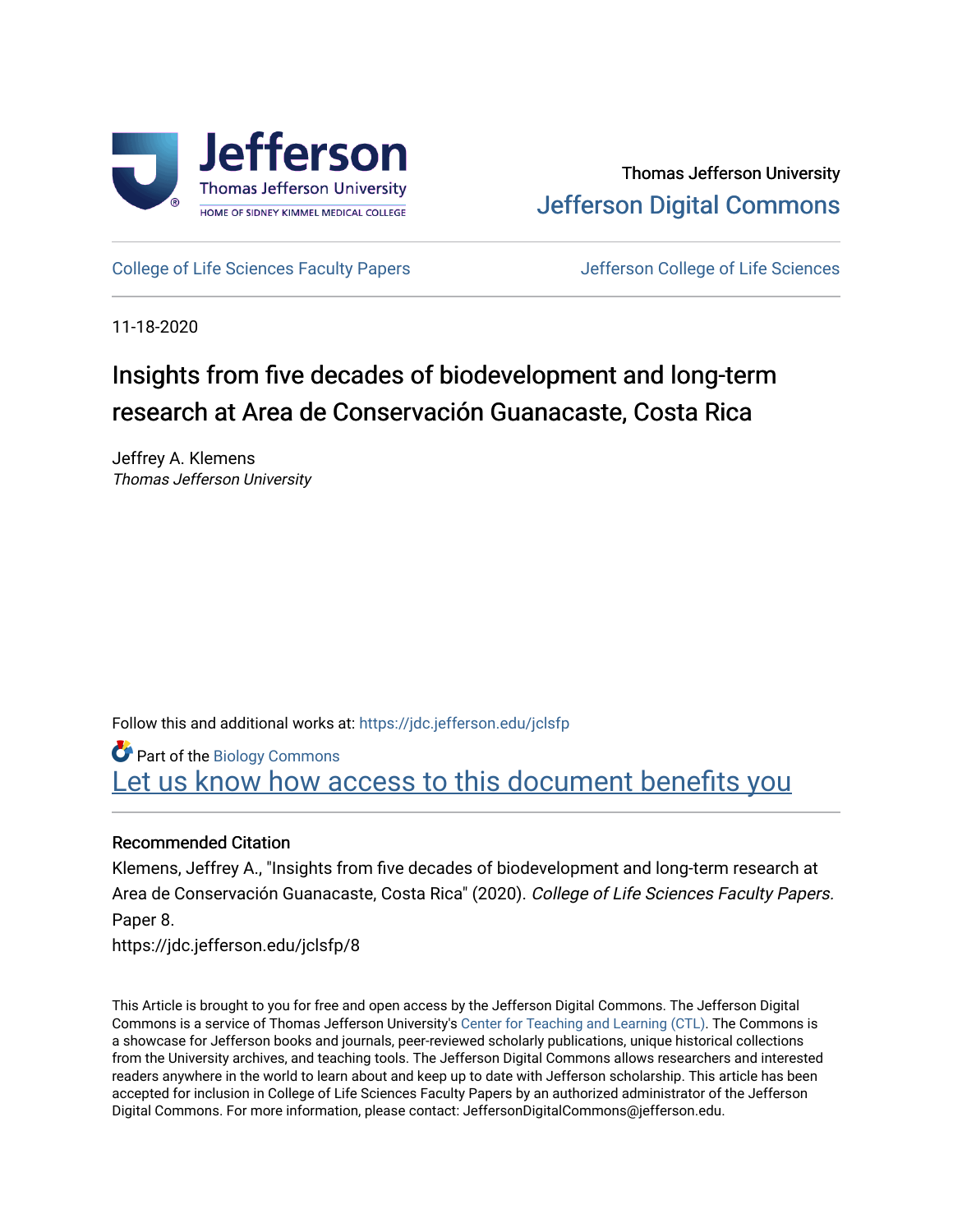Thomas Jefferson University
Jefferson Digital Commons

College of Life Sciences Faculty Papers

Jefferson College of Life Sciences

11-18-2020

# Insights from five decades of biodevelopment and long-term research at Area de Conservación Guanacaste, Costa Rica

Jeffrey A. Klemens
*Thomas Jefferson University*

Follow this and additional works at: https://jdc.jefferson.edu/jclsfp

Part of the Biology Commons

Let us know how access to this document benefits you

## Recommended Citation

Klemens, Jeffrey A., "Insights from five decades of biodevelopment and long-term research at Area de Conservación Guanacaste, Costa Rica" (2020). *College of Life Sciences Faculty Papers*. Paper 8.
https://jdc.jefferson.edu/jclsfp/8

This Article is brought to you for free and open access by the Jefferson Digital Commons. The Jefferson Digital Commons is a service of Thomas Jefferson University's Center for Teaching and Learning (CTL). The Commons is a showcase for Jefferson books and journals, peer-reviewed scholarly publications, unique historical collections from the University archives, and teaching tools. The Jefferson Digital Commons allows researchers and interested readers anywhere in the world to learn about and keep up to date with Jefferson scholarship. This article has been accepted for inclusion in College of Life Sciences Faculty Papers by an authorized administrator of the Jefferson Digital Commons. For more information, please contact: JeffersonDigitalCommons@jefferson.edu.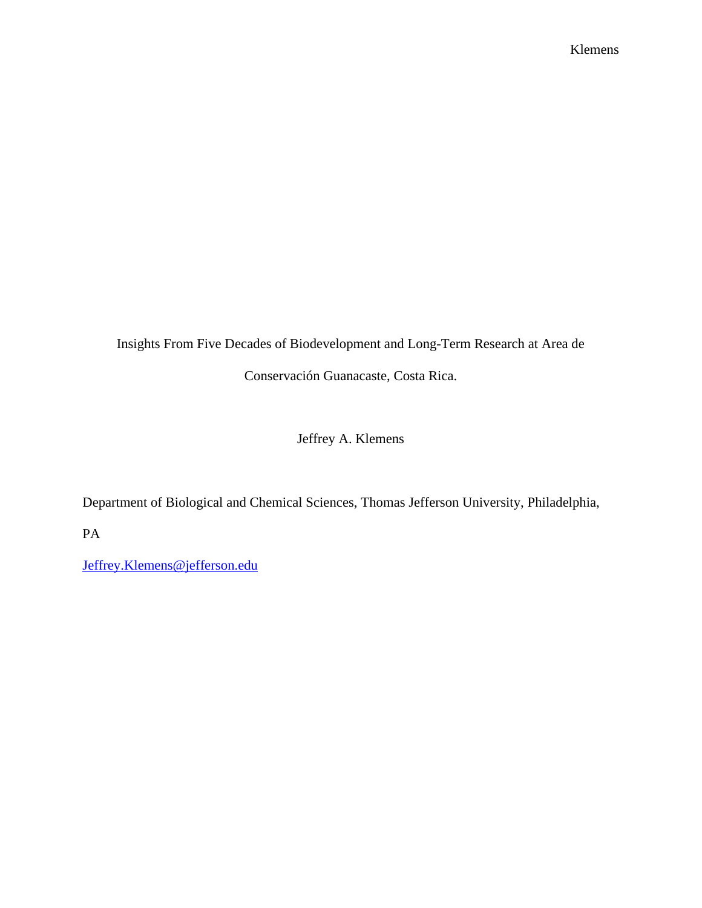# Insights From Five Decades of Biodevelopment and Long-Term Research at Area de Conservación Guanacaste, Costa Rica.

Jeffrey A. Klemens

Department of Biological and Chemical Sciences, Thomas Jefferson University, Philadelphia, PA

Jeffrey.Klemens@jefferson.edu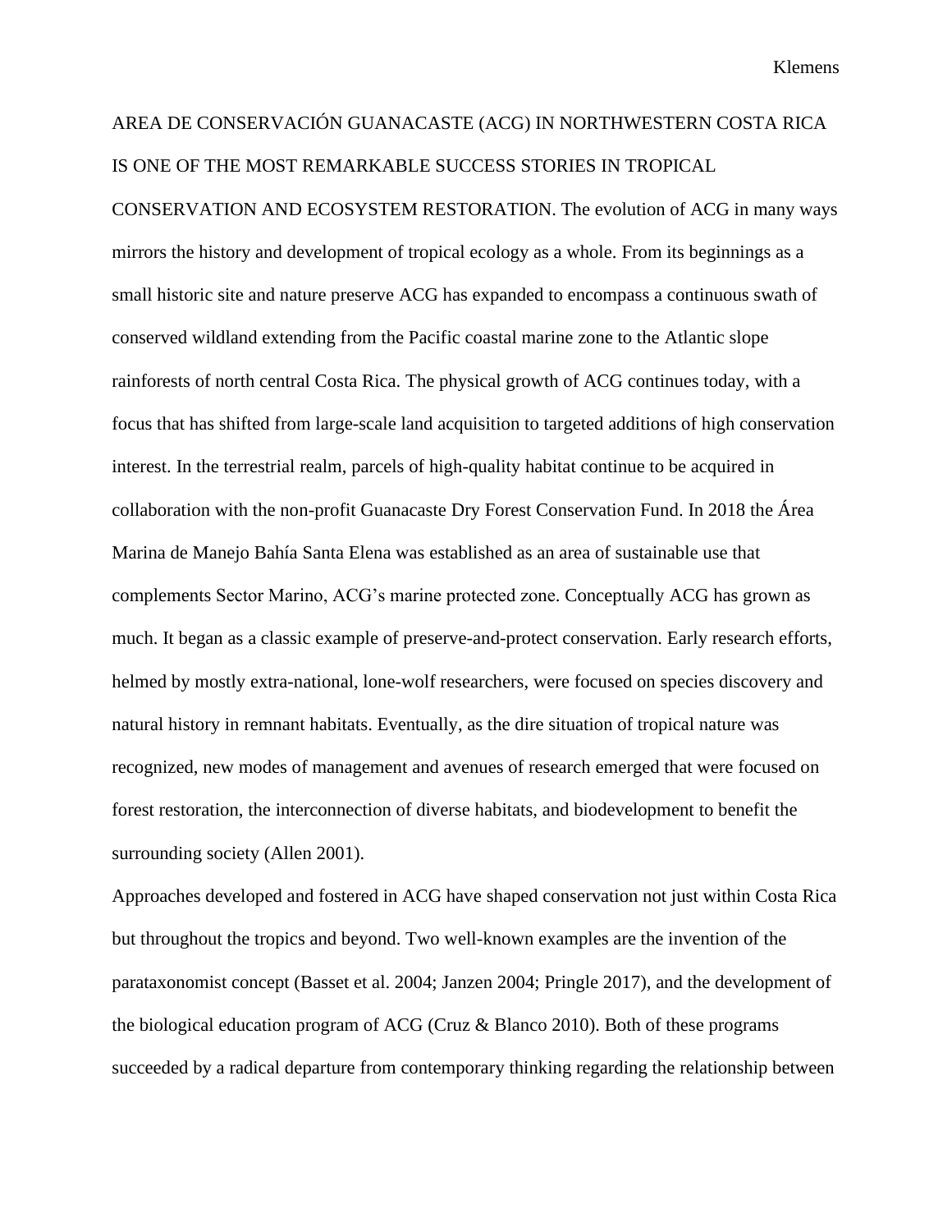AREA DE CONSERVACIÓN GUANACASTE (ACG) IN NORTHWESTERN COSTA RICA IS ONE OF THE MOST REMARKABLE SUCCESS STORIES IN TROPICAL CONSERVATION AND ECOSYSTEM RESTORATION. The evolution of ACG in many ways mirrors the history and development of tropical ecology as a whole. From its beginnings as a small historic site and nature preserve ACG has expanded to encompass a continuous swath of conserved wildland extending from the Pacific coastal marine zone to the Atlantic slope rainforests of north central Costa Rica. The physical growth of ACG continues today, with a focus that has shifted from large-scale land acquisition to targeted additions of high conservation interest. In the terrestrial realm, parcels of high-quality habitat continue to be acquired in collaboration with the non-profit Guanacaste Dry Forest Conservation Fund. In 2018 the Área Marina de Manejo Bahía Santa Elena was established as an area of sustainable use that complements Sector Marino, ACG's marine protected zone. Conceptually ACG has grown as much. It began as a classic example of preserve-and-protect conservation. Early research efforts, helmed by mostly extra-national, lone-wolf researchers, were focused on species discovery and natural history in remnant habitats. Eventually, as the dire situation of tropical nature was recognized, new modes of management and avenues of research emerged that were focused on forest restoration, the interconnection of diverse habitats, and biodevelopment to benefit the surrounding society (Allen 2001).

Approaches developed and fostered in ACG have shaped conservation not just within Costa Rica but throughout the tropics and beyond. Two well-known examples are the invention of the parataxonomist concept (Basset et al. 2004; Janzen 2004; Pringle 2017), and the development of the biological education program of ACG (Cruz & Blanco 2010). Both of these programs succeeded by a radical departure from contemporary thinking regarding the relationship between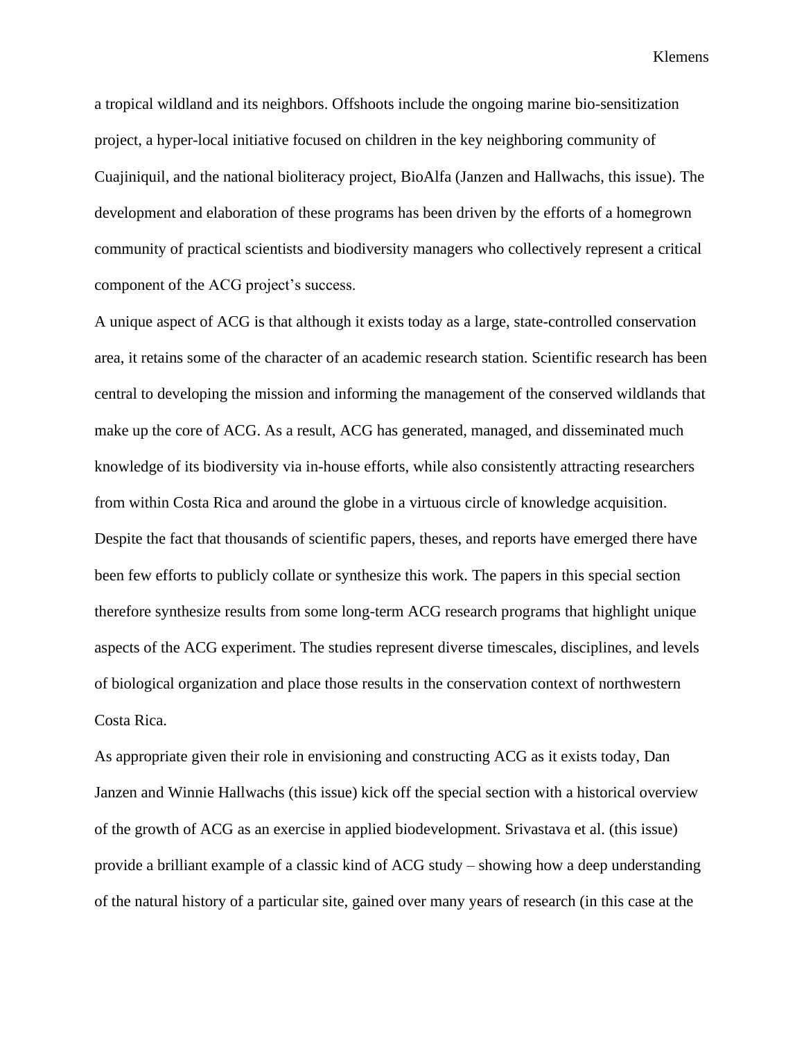a tropical wildland and its neighbors. Offshoots include the ongoing marine bio-sensitization project, a hyper-local initiative focused on children in the key neighboring community of Cuajiniquil, and the national bioliteracy project, BioAlfa (Janzen and Hallwachs, this issue). The development and elaboration of these programs has been driven by the efforts of a homegrown community of practical scientists and biodiversity managers who collectively represent a critical component of the ACG project's success.

A unique aspect of ACG is that although it exists today as a large, state-controlled conservation area, it retains some of the character of an academic research station. Scientific research has been central to developing the mission and informing the management of the conserved wildlands that make up the core of ACG. As a result, ACG has generated, managed, and disseminated much knowledge of its biodiversity via in-house efforts, while also consistently attracting researchers from within Costa Rica and around the globe in a virtuous circle of knowledge acquisition. Despite the fact that thousands of scientific papers, theses, and reports have emerged there have been few efforts to publicly collate or synthesize this work. The papers in this special section therefore synthesize results from some long-term ACG research programs that highlight unique aspects of the ACG experiment. The studies represent diverse timescales, disciplines, and levels of biological organization and place those results in the conservation context of northwestern Costa Rica.

As appropriate given their role in envisioning and constructing ACG as it exists today, Dan Janzen and Winnie Hallwachs (this issue) kick off the special section with a historical overview of the growth of ACG as an exercise in applied biodevelopment. Srivastava et al. (this issue) provide a brilliant example of a classic kind of ACG study – showing how a deep understanding of the natural history of a particular site, gained over many years of research (in this case at the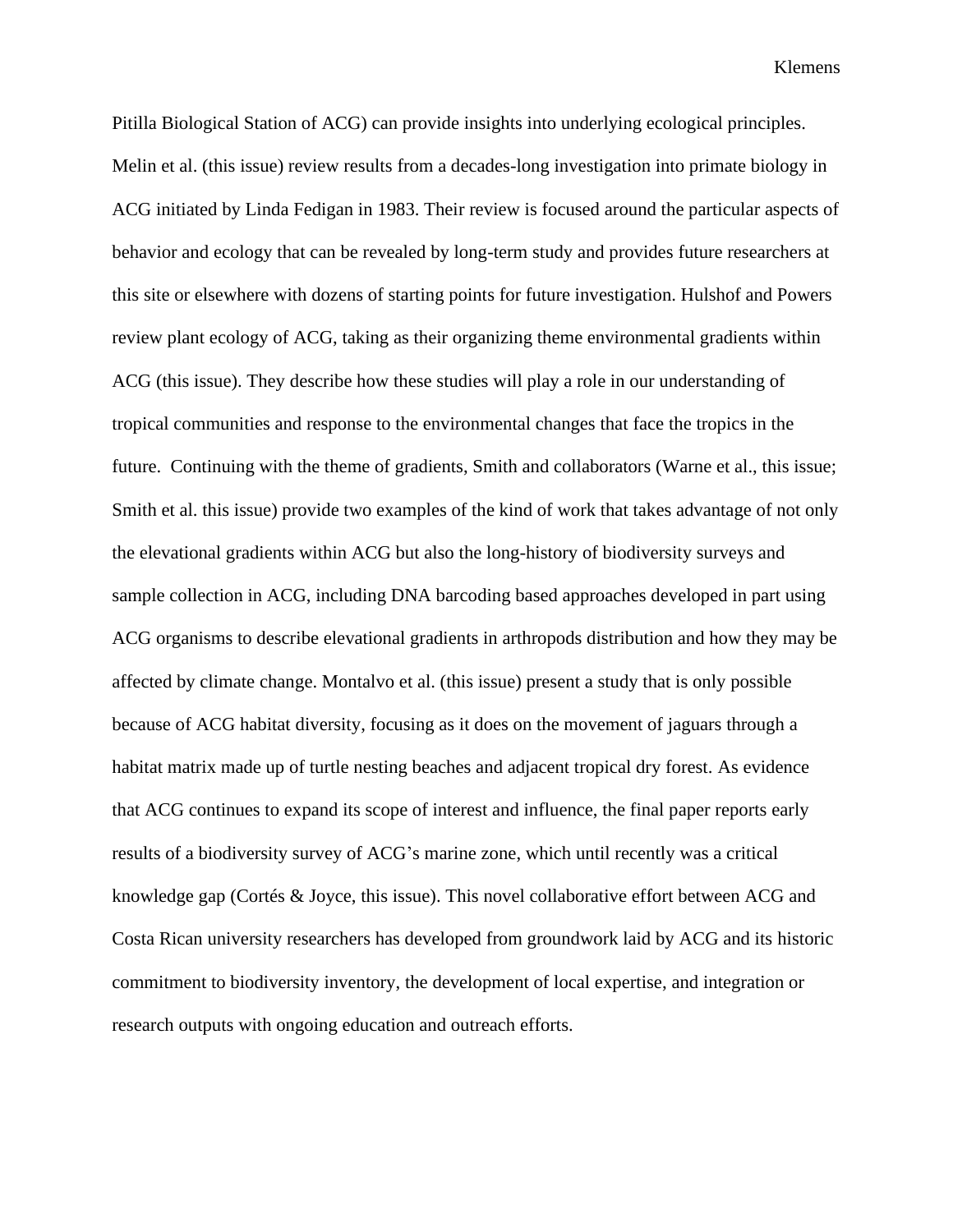Pitilla Biological Station of ACG) can provide insights into underlying ecological principles. Melin et al. (this issue) review results from a decades-long investigation into primate biology in ACG initiated by Linda Fedigan in 1983. Their review is focused around the particular aspects of behavior and ecology that can be revealed by long-term study and provides future researchers at this site or elsewhere with dozens of starting points for future investigation. Hulshof and Powers review plant ecology of ACG, taking as their organizing theme environmental gradients within ACG (this issue). They describe how these studies will play a role in our understanding of tropical communities and response to the environmental changes that face the tropics in the future. Continuing with the theme of gradients, Smith and collaborators (Warne et al., this issue; Smith et al. this issue) provide two examples of the kind of work that takes advantage of not only the elevational gradients within ACG but also the long-history of biodiversity surveys and sample collection in ACG, including DNA barcoding based approaches developed in part using ACG organisms to describe elevational gradients in arthropods distribution and how they may be affected by climate change. Montalvo et al. (this issue) present a study that is only possible because of ACG habitat diversity, focusing as it does on the movement of jaguars through a habitat matrix made up of turtle nesting beaches and adjacent tropical dry forest. As evidence that ACG continues to expand its scope of interest and influence, the final paper reports early results of a biodiversity survey of ACG's marine zone, which until recently was a critical knowledge gap (Cortés & Joyce, this issue). This novel collaborative effort between ACG and Costa Rican university researchers has developed from groundwork laid by ACG and its historic commitment to biodiversity inventory, the development of local expertise, and integration or research outputs with ongoing education and outreach efforts.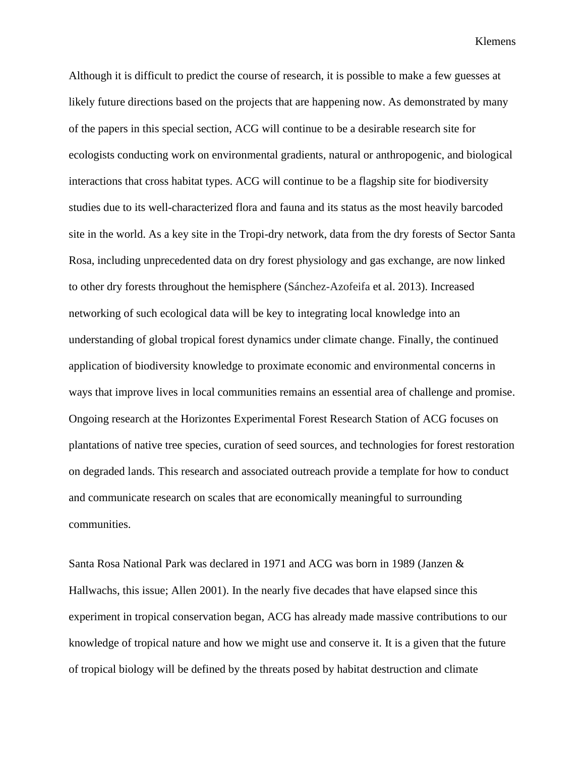Although it is difficult to predict the course of research, it is possible to make a few guesses at likely future directions based on the projects that are happening now. As demonstrated by many of the papers in this special section, ACG will continue to be a desirable research site for ecologists conducting work on environmental gradients, natural or anthropogenic, and biological interactions that cross habitat types. ACG will continue to be a flagship site for biodiversity studies due to its well-characterized flora and fauna and its status as the most heavily barcoded site in the world. As a key site in the Tropi-dry network, data from the dry forests of Sector Santa Rosa, including unprecedented data on dry forest physiology and gas exchange, are now linked to other dry forests throughout the hemisphere (Sánchez-Azofeifa et al. 2013). Increased networking of such ecological data will be key to integrating local knowledge into an understanding of global tropical forest dynamics under climate change. Finally, the continued application of biodiversity knowledge to proximate economic and environmental concerns in ways that improve lives in local communities remains an essential area of challenge and promise. Ongoing research at the Horizontes Experimental Forest Research Station of ACG focuses on plantations of native tree species, curation of seed sources, and technologies for forest restoration on degraded lands. This research and associated outreach provide a template for how to conduct and communicate research on scales that are economically meaningful to surrounding communities.

Santa Rosa National Park was declared in 1971 and ACG was born in 1989 (Janzen & Hallwachs, this issue; Allen 2001). In the nearly five decades that have elapsed since this experiment in tropical conservation began, ACG has already made massive contributions to our knowledge of tropical nature and how we might use and conserve it. It is a given that the future of tropical biology will be defined by the threats posed by habitat destruction and climate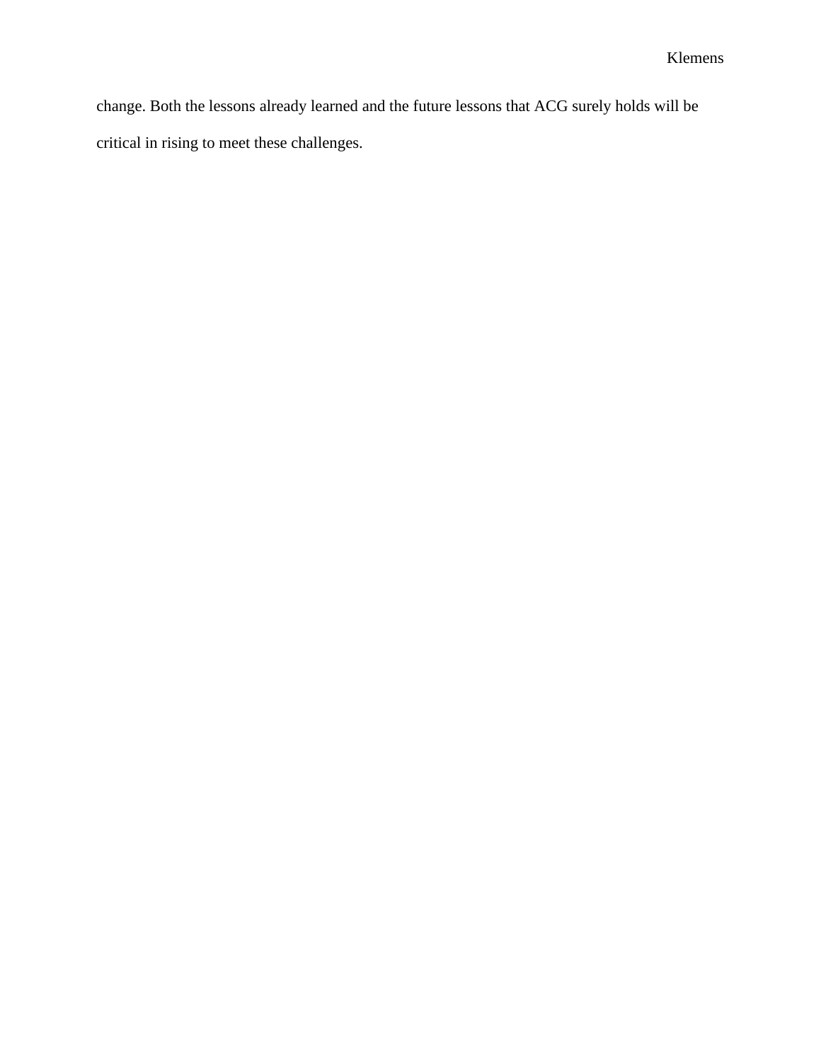change. Both the lessons already learned and the future lessons that ACG surely holds will be critical in rising to meet these challenges.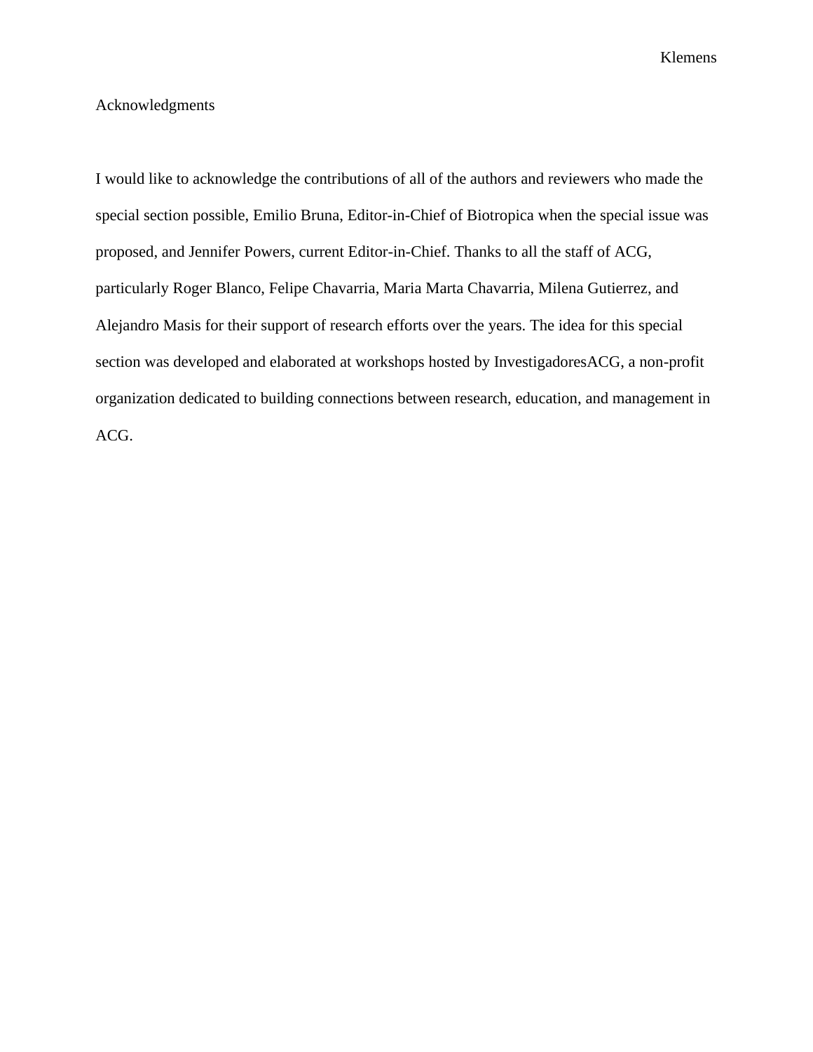## Acknowledgments

I would like to acknowledge the contributions of all of the authors and reviewers who made the special section possible, Emilio Bruna, Editor-in-Chief of Biotropica when the special issue was proposed, and Jennifer Powers, current Editor-in-Chief. Thanks to all the staff of ACG, particularly Roger Blanco, Felipe Chavarria, Maria Marta Chavarria, Milena Gutierrez, and Alejandro Masis for their support of research efforts over the years. The idea for this special section was developed and elaborated at workshops hosted by InvestigadoresACG, a non-profit organization dedicated to building connections between research, education, and management in ACG.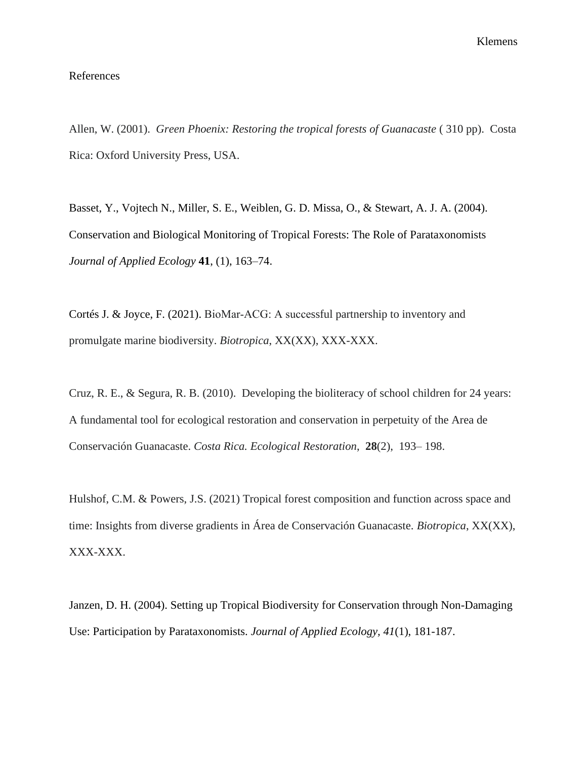References

Allen, W. (2001). *Green Phoenix: Restoring the tropical forests of Guanacaste* ( 310 pp). Costa Rica: Oxford University Press, USA.

Basset, Y., Vojtech N., Miller, S. E., Weiblen, G. D. Missa, O., & Stewart, A. J. A. (2004). Conservation and Biological Monitoring of Tropical Forests: The Role of Parataxonomists *Journal of Applied Ecology* **41**, (1), 163–74.

Cortés J. & Joyce, F. (2021). BioMar-ACG: A successful partnership to inventory and promulgate marine biodiversity. *Biotropica*, XX(XX), XXX-XXX.

Cruz, R. E., & Segura, R. B. (2010). Developing the bioliteracy of school children for 24 years: A fundamental tool for ecological restoration and conservation in perpetuity of the Area de Conservación Guanacaste. *Costa Rica. Ecological Restoration*, **28**(2), 193– 198.

Hulshof, C.M. & Powers, J.S. (2021) Tropical forest composition and function across space and time: Insights from diverse gradients in Área de Conservación Guanacaste. *Biotropica*, XX(XX), XXX-XXX.

Janzen, D. H. (2004). Setting up Tropical Biodiversity for Conservation through Non-Damaging Use: Participation by Parataxonomists. *Journal of Applied Ecology*, *41*(1), 181-187.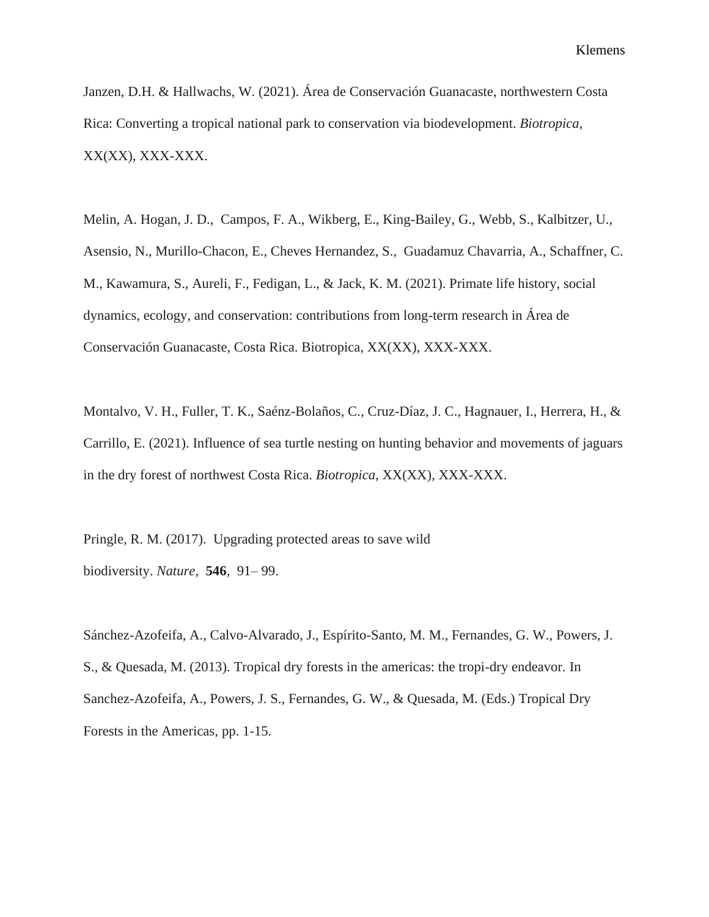Janzen, D.H. & Hallwachs, W. (2021). Área de Conservación Guanacaste, northwestern Costa Rica: Converting a tropical national park to conservation via biodevelopment. *Biotropica*, XX(XX), XXX-XXX.

Melin, A. Hogan, J. D., Campos, F. A., Wikberg, E., King-Bailey, G., Webb, S., Kalbitzer, U., Asensio, N., Murillo-Chacon, E., Cheves Hernandez, S., Guadamuz Chavarria, A., Schaffner, C. M., Kawamura, S., Aureli, F., Fedigan, L., & Jack, K. M. (2021). Primate life history, social dynamics, ecology, and conservation: contributions from long-term research in Área de Conservación Guanacaste, Costa Rica. Biotropica, XX(XX), XXX-XXX.

Montalvo, V. H., Fuller, T. K., Saénz-Bolaños, C., Cruz-Díaz, J. C., Hagnauer, I., Herrera, H., & Carrillo, E. (2021). Influence of sea turtle nesting on hunting behavior and movements of jaguars in the dry forest of northwest Costa Rica. *Biotropica*, XX(XX), XXX-XXX.

Pringle, R. M. (2017). Upgrading protected areas to save wild biodiversity. *Nature*, **546**, 91– 99.

Sánchez-Azofeifa, A., Calvo-Alvarado, J., Espírito-Santo, M. M., Fernandes, G. W., Powers, J. S., & Quesada, M. (2013). Tropical dry forests in the americas: the tropi-dry endeavor. In Sanchez-Azofeifa, A., Powers, J. S., Fernandes, G. W., & Quesada, M. (Eds.) Tropical Dry Forests in the Americas, pp. 1-15.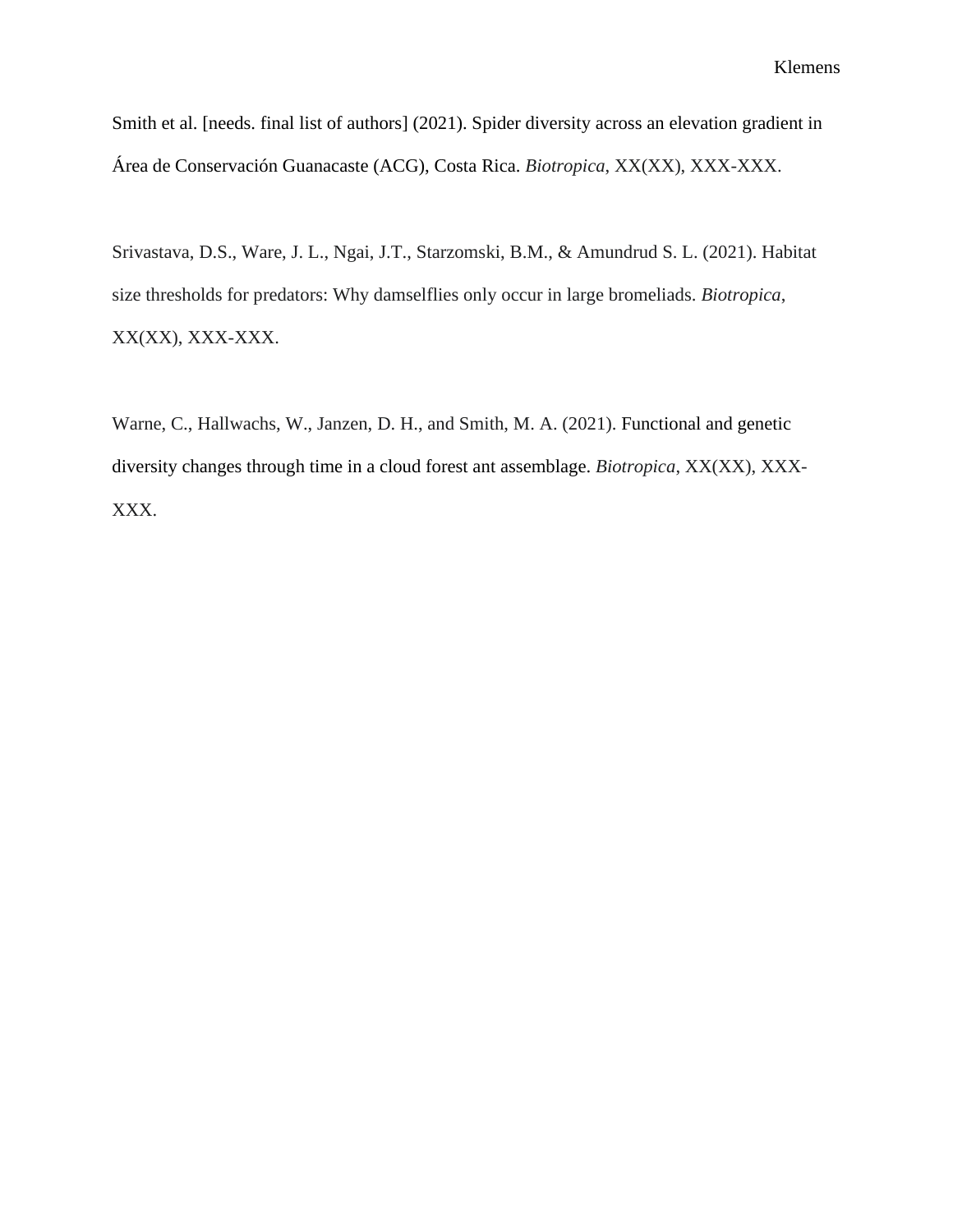Smith et al. [needs. final list of authors] (2021). Spider diversity across an elevation gradient in Área de Conservación Guanacaste (ACG), Costa Rica. *Biotropica*, XX(XX), XXX-XXX.

Srivastava, D.S., Ware, J. L., Ngai, J.T., Starzomski, B.M., & Amundrud S. L. (2021). Habitat size thresholds for predators: Why damselflies only occur in large bromeliads. *Biotropica*, XX(XX), XXX-XXX.

Warne, C., Hallwachs, W., Janzen, D. H., and Smith, M. A. (2021). Functional and genetic diversity changes through time in a cloud forest ant assemblage. *Biotropica*, XX(XX), XXX-XXX.